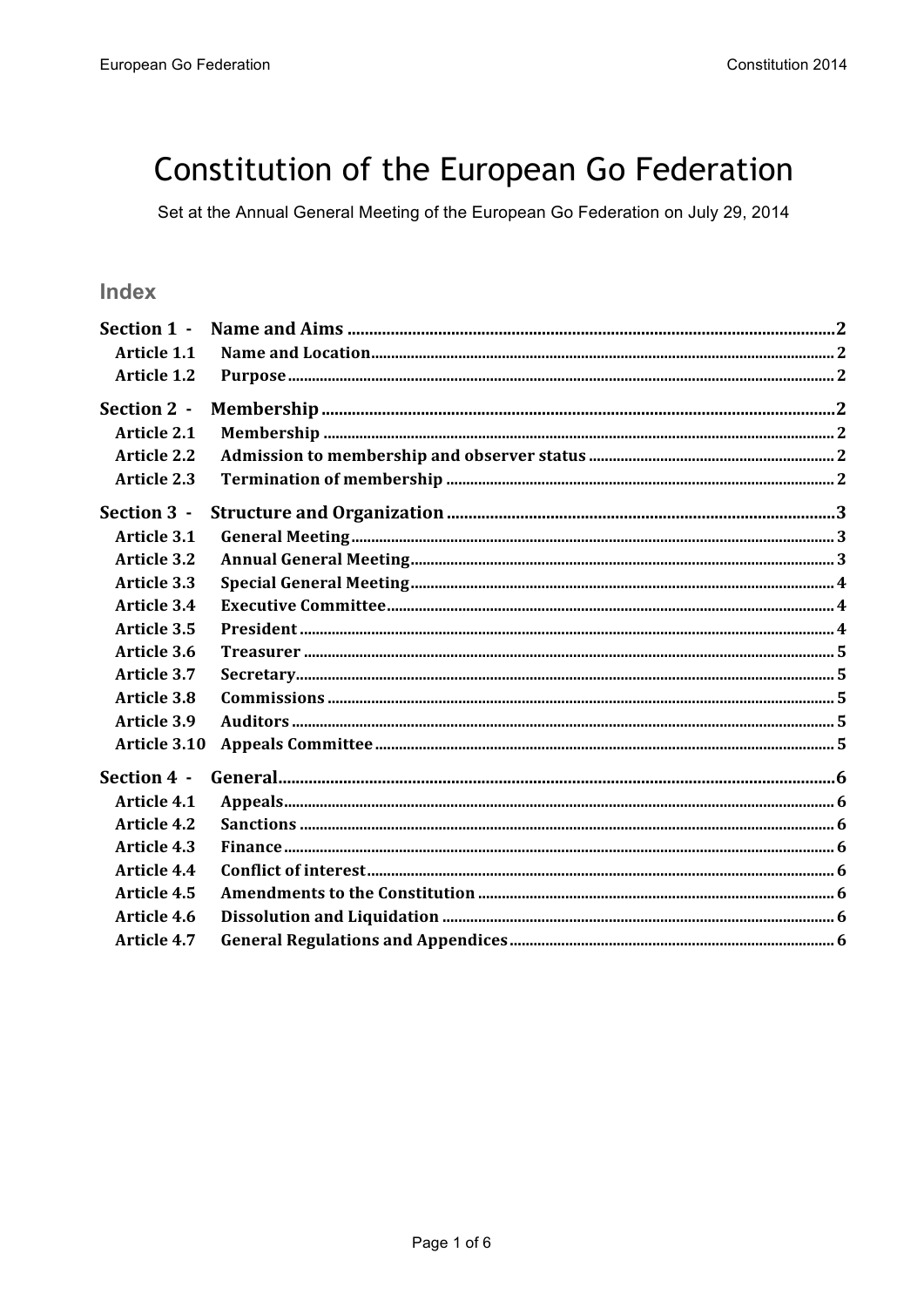# Constitution of the European Go Federation

Set at the Annual General Meeting of the European Go Federation on July 29, 2014

## Index

| | | |
|---|---|---|
| **Section 1 -** | **Name and Aims** | **2** |
| Article 1.1 | Name and Location | 2 |
| Article 1.2 | Purpose | 2 |
| **Section 2 -** | **Membership** | **2** |
| Article 2.1 | Membership | 2 |
| Article 2.2 | Admission to membership and observer status | 2 |
| Article 2.3 | Termination of membership | 2 |
| **Section 3 -** | **Structure and Organization** | **3** |
| Article 3.1 | General Meeting | 3 |
| Article 3.2 | Annual General Meeting | 3 |
| Article 3.3 | Special General Meeting | 4 |
| Article 3.4 | Executive Committee | 4 |
| Article 3.5 | President | 4 |
| Article 3.6 | Treasurer | 5 |
| Article 3.7 | Secretary | 5 |
| Article 3.8 | Commissions | 5 |
| Article 3.9 | Auditors | 5 |
| Article 3.10 | Appeals Committee | 5 |
| **Section 4 -** | **General** | **6** |
| Article 4.1 | Appeals | 6 |
| Article 4.2 | Sanctions | 6 |
| Article 4.3 | Finance | 6 |
| Article 4.4 | Conflict of interest | 6 |
| Article 4.5 | Amendments to the Constitution | 6 |
| Article 4.6 | Dissolution and Liquidation | 6 |
| Article 4.7 | General Regulations and Appendices | 6 |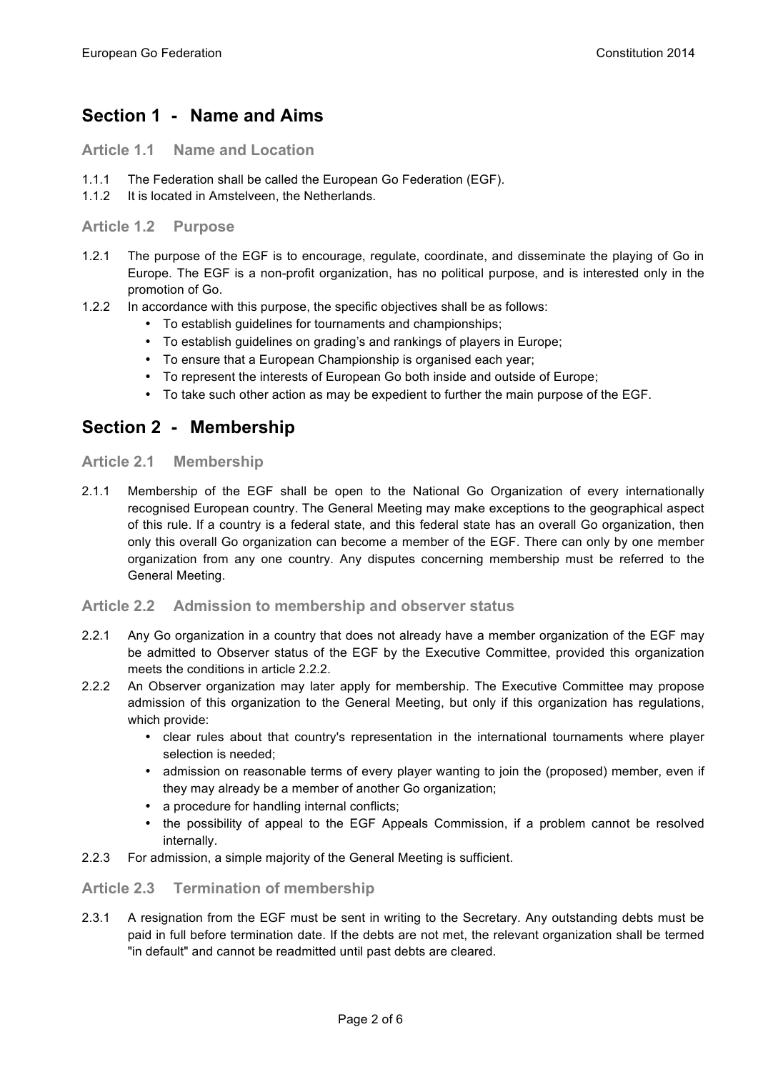## Section 1 - Name and Aims

### Article 1.1 Name and Location

1.1.1 The Federation shall be called the European Go Federation (EGF).
1.1.2 It is located in Amstelveen, the Netherlands.

### Article 1.2 Purpose

1.2.1 The purpose of the EGF is to encourage, regulate, coordinate, and disseminate the playing of Go in Europe. The EGF is a non-profit organization, has no political purpose, and is interested only in the promotion of Go.

1.2.2 In accordance with this purpose, the specific objectives shall be as follows:

- To establish guidelines for tournaments and championships;
- To establish guidelines on grading's and rankings of players in Europe;
- To ensure that a European Championship is organised each year;
- To represent the interests of European Go both inside and outside of Europe;
- To take such other action as may be expedient to further the main purpose of the EGF.

## Section 2 - Membership

### Article 2.1 Membership

2.1.1 Membership of the EGF shall be open to the National Go Organization of every internationally recognised European country. The General Meeting may make exceptions to the geographical aspect of this rule. If a country is a federal state, and this federal state has an overall Go organization, then only this overall Go organization can become a member of the EGF. There can only by one member organization from any one country. Any disputes concerning membership must be referred to the General Meeting.

### Article 2.2 Admission to membership and observer status

2.2.1 Any Go organization in a country that does not already have a member organization of the EGF may be admitted to Observer status of the EGF by the Executive Committee, provided this organization meets the conditions in article 2.2.2.

2.2.2 An Observer organization may later apply for membership. The Executive Committee may propose admission of this organization to the General Meeting, but only if this organization has regulations, which provide:

- clear rules about that country's representation in the international tournaments where player selection is needed;
- admission on reasonable terms of every player wanting to join the (proposed) member, even if they may already be a member of another Go organization;
- a procedure for handling internal conflicts;
- the possibility of appeal to the EGF Appeals Commission, if a problem cannot be resolved internally.

2.2.3 For admission, a simple majority of the General Meeting is sufficient.

### Article 2.3 Termination of membership

2.3.1 A resignation from the EGF must be sent in writing to the Secretary. Any outstanding debts must be paid in full before termination date. If the debts are not met, the relevant organization shall be termed "in default" and cannot be readmitted until past debts are cleared.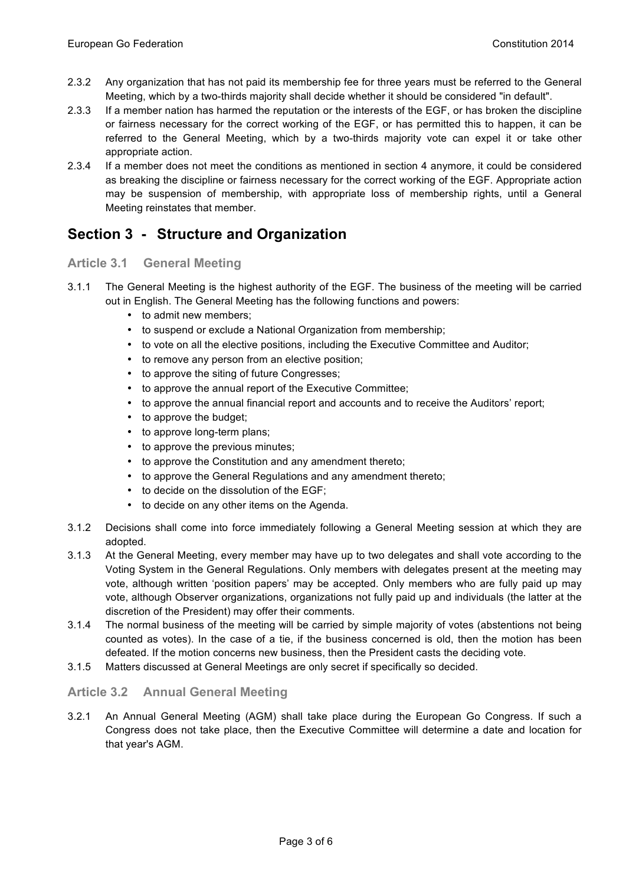2.3.2 Any organization that has not paid its membership fee for three years must be referred to the General Meeting, which by a two-thirds majority shall decide whether it should be considered "in default".

2.3.3 If a member nation has harmed the reputation or the interests of the EGF, or has broken the discipline or fairness necessary for the correct working of the EGF, or has permitted this to happen, it can be referred to the General Meeting, which by a two-thirds majority vote can expel it or take other appropriate action.

2.3.4 If a member does not meet the conditions as mentioned in section 4 anymore, it could be considered as breaking the discipline or fairness necessary for the correct working of the EGF. Appropriate action may be suspension of membership, with appropriate loss of membership rights, until a General Meeting reinstates that member.

## Section 3 - Structure and Organization

### Article 3.1 General Meeting

3.1.1 The General Meeting is the highest authority of the EGF. The business of the meeting will be carried out in English. The General Meeting has the following functions and powers:

- to admit new members;
- to suspend or exclude a National Organization from membership;
- to vote on all the elective positions, including the Executive Committee and Auditor;
- to remove any person from an elective position;
- to approve the siting of future Congresses;
- to approve the annual report of the Executive Committee;
- to approve the annual financial report and accounts and to receive the Auditors' report;
- to approve the budget;
- to approve long-term plans;
- to approve the previous minutes;
- to approve the Constitution and any amendment thereto;
- to approve the General Regulations and any amendment thereto;
- to decide on the dissolution of the EGF;
- to decide on any other items on the Agenda.

3.1.2 Decisions shall come into force immediately following a General Meeting session at which they are adopted.

3.1.3 At the General Meeting, every member may have up to two delegates and shall vote according to the Voting System in the General Regulations. Only members with delegates present at the meeting may vote, although written 'position papers' may be accepted. Only members who are fully paid up may vote, although Observer organizations, organizations not fully paid up and individuals (the latter at the discretion of the President) may offer their comments.

3.1.4 The normal business of the meeting will be carried by simple majority of votes (abstentions not being counted as votes). In the case of a tie, if the business concerned is old, then the motion has been defeated. If the motion concerns new business, then the President casts the deciding vote.

3.1.5 Matters discussed at General Meetings are only secret if specifically so decided.

### Article 3.2 Annual General Meeting

3.2.1 An Annual General Meeting (AGM) shall take place during the European Go Congress. If such a Congress does not take place, then the Executive Committee will determine a date and location for that year's AGM.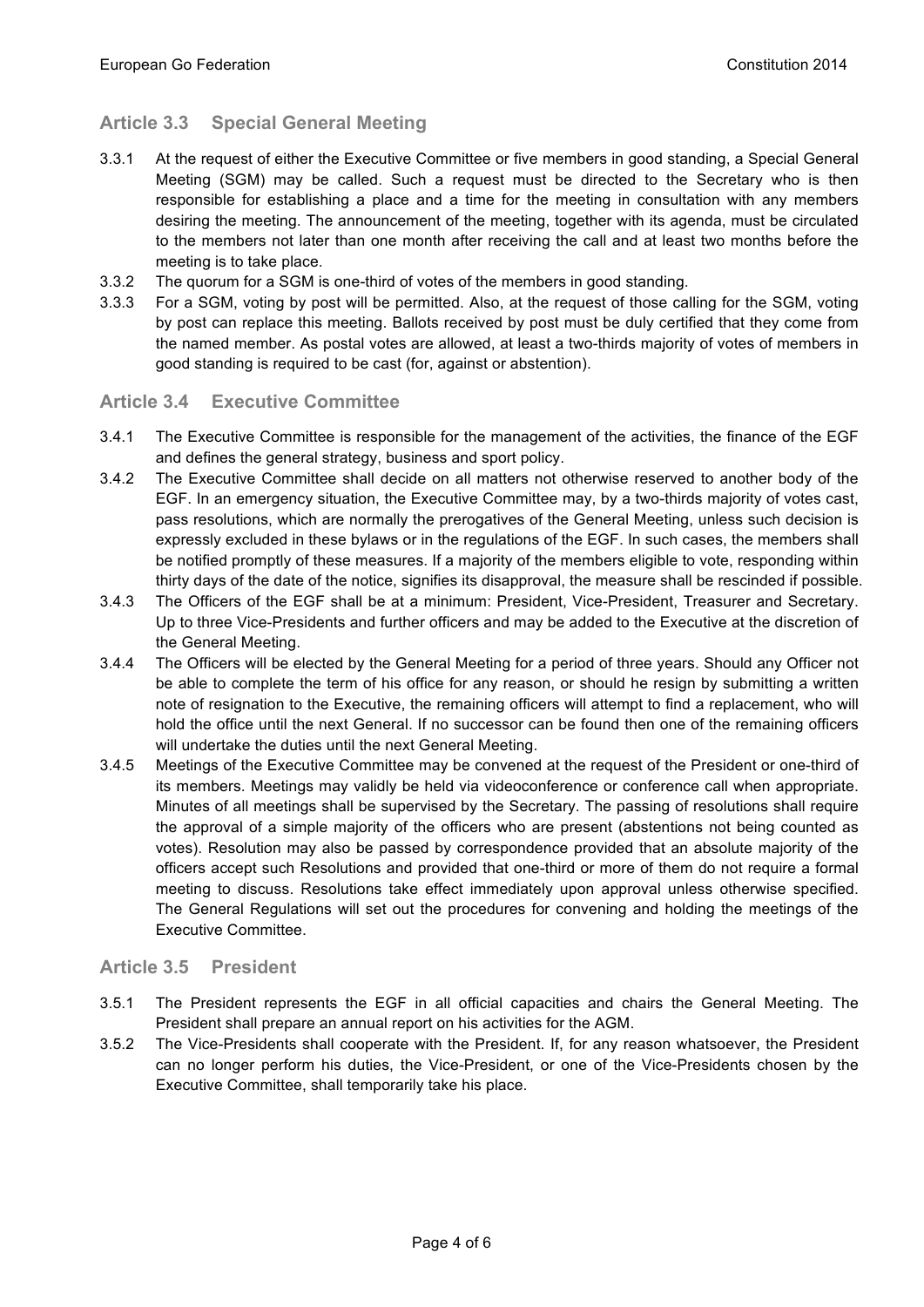## Article 3.3 Special General Meeting

3.3.1 At the request of either the Executive Committee or five members in good standing, a Special General Meeting (SGM) may be called. Such a request must be directed to the Secretary who is then responsible for establishing a place and a time for the meeting in consultation with any members desiring the meeting. The announcement of the meeting, together with its agenda, must be circulated to the members not later than one month after receiving the call and at least two months before the meeting is to take place.

3.3.2 The quorum for a SGM is one-third of votes of the members in good standing.

3.3.3 For a SGM, voting by post will be permitted. Also, at the request of those calling for the SGM, voting by post can replace this meeting. Ballots received by post must be duly certified that they come from the named member. As postal votes are allowed, at least a two-thirds majority of votes of members in good standing is required to be cast (for, against or abstention).

## Article 3.4 Executive Committee

3.4.1 The Executive Committee is responsible for the management of the activities, the finance of the EGF and defines the general strategy, business and sport policy.

3.4.2 The Executive Committee shall decide on all matters not otherwise reserved to another body of the EGF. In an emergency situation, the Executive Committee may, by a two-thirds majority of votes cast, pass resolutions, which are normally the prerogatives of the General Meeting, unless such decision is expressly excluded in these bylaws or in the regulations of the EGF. In such cases, the members shall be notified promptly of these measures. If a majority of the members eligible to vote, responding within thirty days of the date of the notice, signifies its disapproval, the measure shall be rescinded if possible.

3.4.3 The Officers of the EGF shall be at a minimum: President, Vice-President, Treasurer and Secretary. Up to three Vice-Presidents and further officers and may be added to the Executive at the discretion of the General Meeting.

3.4.4 The Officers will be elected by the General Meeting for a period of three years. Should any Officer not be able to complete the term of his office for any reason, or should he resign by submitting a written note of resignation to the Executive, the remaining officers will attempt to find a replacement, who will hold the office until the next General. If no successor can be found then one of the remaining officers will undertake the duties until the next General Meeting.

3.4.5 Meetings of the Executive Committee may be convened at the request of the President or one-third of its members. Meetings may validly be held via videoconference or conference call when appropriate. Minutes of all meetings shall be supervised by the Secretary. The passing of resolutions shall require the approval of a simple majority of the officers who are present (abstentions not being counted as votes). Resolution may also be passed by correspondence provided that an absolute majority of the officers accept such Resolutions and provided that one-third or more of them do not require a formal meeting to discuss. Resolutions take effect immediately upon approval unless otherwise specified. The General Regulations will set out the procedures for convening and holding the meetings of the Executive Committee.

## Article 3.5 President

3.5.1 The President represents the EGF in all official capacities and chairs the General Meeting. The President shall prepare an annual report on his activities for the AGM.

3.5.2 The Vice-Presidents shall cooperate with the President. If, for any reason whatsoever, the President can no longer perform his duties, the Vice-President, or one of the Vice-Presidents chosen by the Executive Committee, shall temporarily take his place.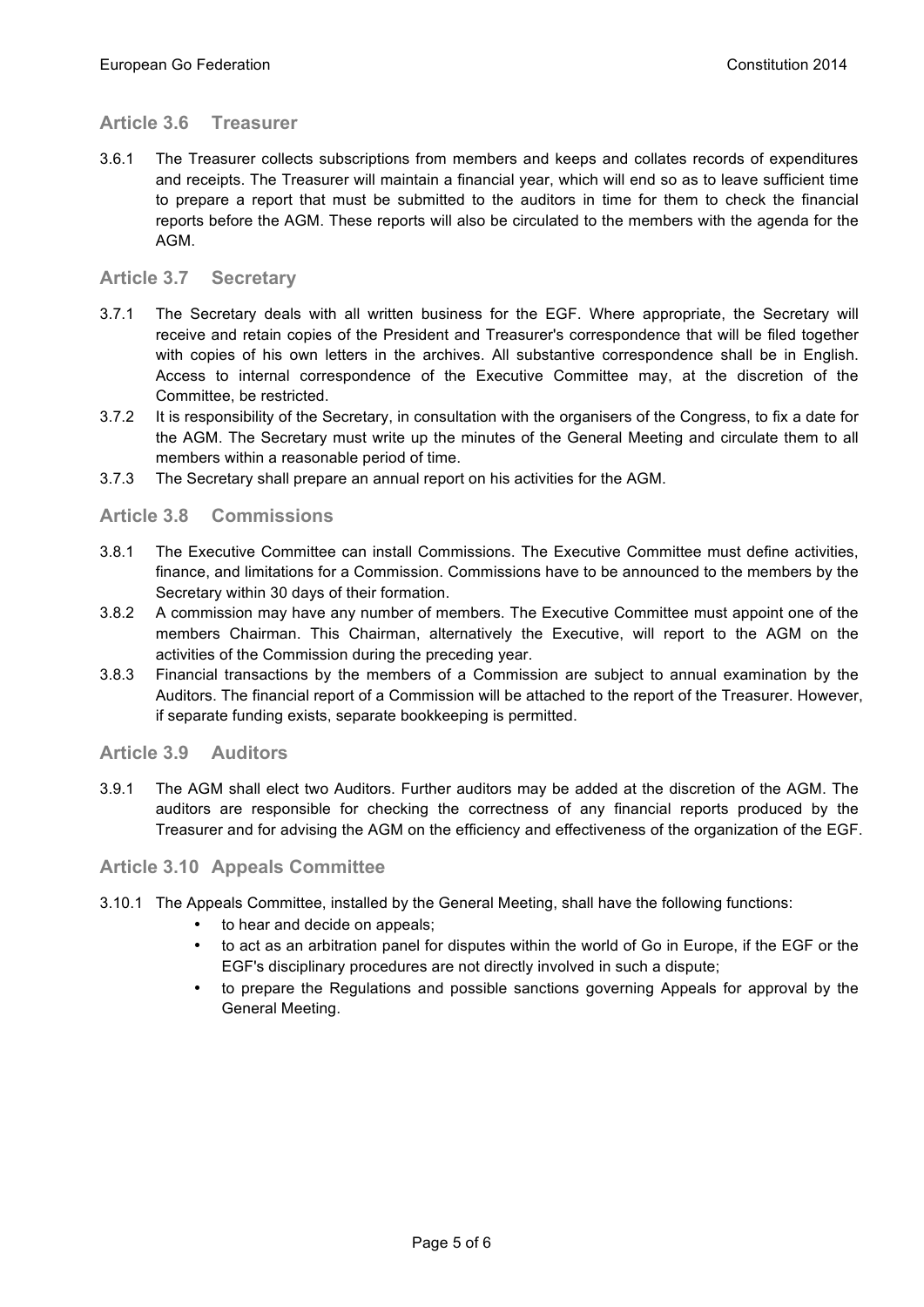## Article 3.6 Treasurer

3.6.1 The Treasurer collects subscriptions from members and keeps and collates records of expenditures and receipts. The Treasurer will maintain a financial year, which will end so as to leave sufficient time to prepare a report that must be submitted to the auditors in time for them to check the financial reports before the AGM. These reports will also be circulated to the members with the agenda for the AGM.

## Article 3.7 Secretary

3.7.1 The Secretary deals with all written business for the EGF. Where appropriate, the Secretary will receive and retain copies of the President and Treasurer's correspondence that will be filed together with copies of his own letters in the archives. All substantive correspondence shall be in English. Access to internal correspondence of the Executive Committee may, at the discretion of the Committee, be restricted.

3.7.2 It is responsibility of the Secretary, in consultation with the organisers of the Congress, to fix a date for the AGM. The Secretary must write up the minutes of the General Meeting and circulate them to all members within a reasonable period of time.

3.7.3 The Secretary shall prepare an annual report on his activities for the AGM.

## Article 3.8 Commissions

3.8.1 The Executive Committee can install Commissions. The Executive Committee must define activities, finance, and limitations for a Commission. Commissions have to be announced to the members by the Secretary within 30 days of their formation.

3.8.2 A commission may have any number of members. The Executive Committee must appoint one of the members Chairman. This Chairman, alternatively the Executive, will report to the AGM on the activities of the Commission during the preceding year.

3.8.3 Financial transactions by the members of a Commission are subject to annual examination by the Auditors. The financial report of a Commission will be attached to the report of the Treasurer. However, if separate funding exists, separate bookkeeping is permitted.

## Article 3.9 Auditors

3.9.1 The AGM shall elect two Auditors. Further auditors may be added at the discretion of the AGM. The auditors are responsible for checking the correctness of any financial reports produced by the Treasurer and for advising the AGM on the efficiency and effectiveness of the organization of the EGF.

## Article 3.10 Appeals Committee

3.10.1 The Appeals Committee, installed by the General Meeting, shall have the following functions:

- to hear and decide on appeals;
- to act as an arbitration panel for disputes within the world of Go in Europe, if the EGF or the EGF's disciplinary procedures are not directly involved in such a dispute;
- to prepare the Regulations and possible sanctions governing Appeals for approval by the General Meeting.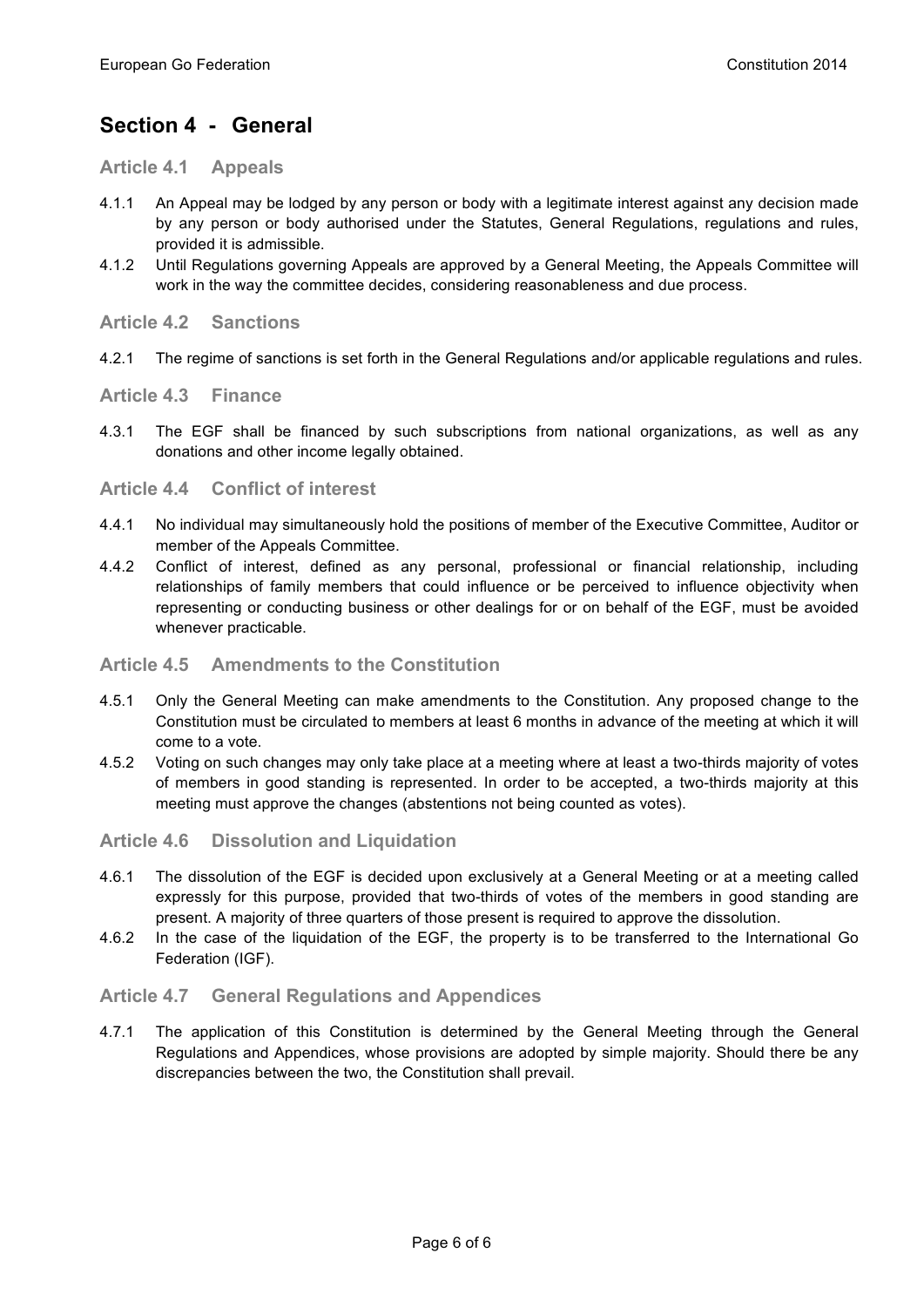# Section 4 - General

## Article 4.1 Appeals

4.1.1 An Appeal may be lodged by any person or body with a legitimate interest against any decision made by any person or body authorised under the Statutes, General Regulations, regulations and rules, provided it is admissible.

4.1.2 Until Regulations governing Appeals are approved by a General Meeting, the Appeals Committee will work in the way the committee decides, considering reasonableness and due process.

## Article 4.2 Sanctions

4.2.1 The regime of sanctions is set forth in the General Regulations and/or applicable regulations and rules.

## Article 4.3 Finance

4.3.1 The EGF shall be financed by such subscriptions from national organizations, as well as any donations and other income legally obtained.

## Article 4.4 Conflict of interest

4.4.1 No individual may simultaneously hold the positions of member of the Executive Committee, Auditor or member of the Appeals Committee.

4.4.2 Conflict of interest, defined as any personal, professional or financial relationship, including relationships of family members that could influence or be perceived to influence objectivity when representing or conducting business or other dealings for or on behalf of the EGF, must be avoided whenever practicable.

## Article 4.5 Amendments to the Constitution

4.5.1 Only the General Meeting can make amendments to the Constitution. Any proposed change to the Constitution must be circulated to members at least 6 months in advance of the meeting at which it will come to a vote.

4.5.2 Voting on such changes may only take place at a meeting where at least a two-thirds majority of votes of members in good standing is represented. In order to be accepted, a two-thirds majority at this meeting must approve the changes (abstentions not being counted as votes).

## Article 4.6 Dissolution and Liquidation

4.6.1 The dissolution of the EGF is decided upon exclusively at a General Meeting or at a meeting called expressly for this purpose, provided that two-thirds of votes of the members in good standing are present. A majority of three quarters of those present is required to approve the dissolution.

4.6.2 In the case of the liquidation of the EGF, the property is to be transferred to the International Go Federation (IGF).

## Article 4.7 General Regulations and Appendices

4.7.1 The application of this Constitution is determined by the General Meeting through the General Regulations and Appendices, whose provisions are adopted by simple majority. Should there be any discrepancies between the two, the Constitution shall prevail.